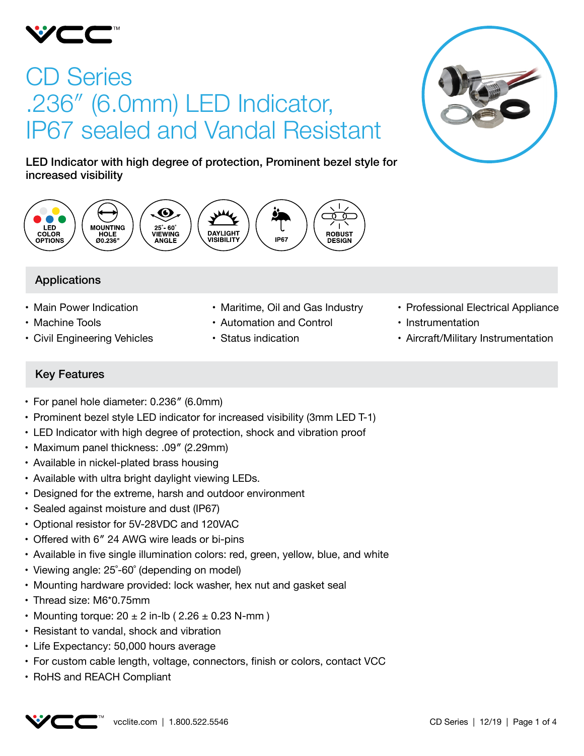# CD Series .236″ (6.0mm) LED Indicator, IP67 sealed and Vandal Resistant

**LED Indicator with high degree of protection, Prominent bezel style for increased visibility**

LED COLOR OPTIONS | MOUNTING HOLE Ø0.236" | 25°- 60° VIEWING ANGLE | DAYLIGHT VISIBILITY | IP67 | ROBUST DESIGN

## Applications

- Main Power Indication
- Machine Tools
- Civil Engineering Vehicles
- Maritime, Oil and Gas Industry
- Automation and Control
- Status indication
- Professional Electrical Appliance
- Instrumentation
- Aircraft/Military Instrumentation

## Key Features

- For panel hole diameter: 0.236″ (6.0mm)
- Prominent bezel style LED indicator for increased visibility (3mm LED T-1)
- LED Indicator with high degree of protection, shock and vibration proof
- Maximum panel thickness: .09″ (2.29mm)
- Available in nickel-plated brass housing
- Available with ultra bright daylight viewing LEDs.
- Designed for the extreme, harsh and outdoor environment
- Sealed against moisture and dust (IP67)
- Optional resistor for 5V-28VDC and 120VAC
- Offered with 6″ 24 AWG wire leads or bi-pins
- Available in five single illumination colors: red, green, yellow, blue, and white
- Viewing angle: 25°-60° (depending on model)
- Mounting hardware provided: lock washer, hex nut and gasket seal
- Thread size: M6*0.75mm
- Mounting torque: 20 ± 2 in-lb ( 2.26 ± 0.23 N-mm )
- Resistant to vandal, shock and vibration
- Life Expectancy: 50,000 hours average
- For custom cable length, voltage, connectors, finish or colors, contact VCC
- RoHS and REACH Compliant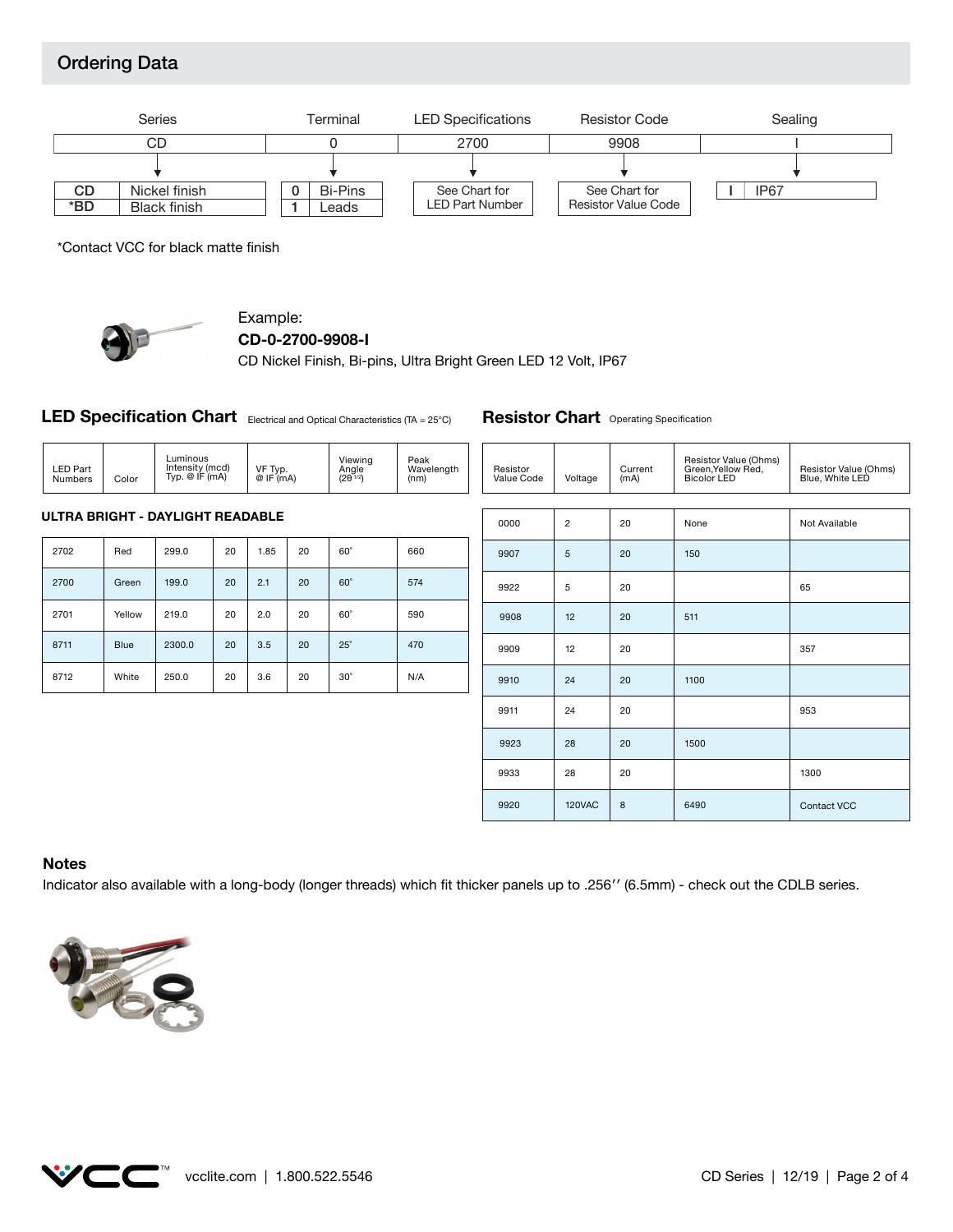## Ordering Data

| Series | Terminal | LED Specifications | Resistor Code | Sealing |
|---|---|---|---|---|
| CD | 0 | 2700 | 9908 | I |

**Series**

| | |
|---|---|
| CD | Nickel finish |
| *BD | Black finish |

**Terminal**

| | |
|---|---|
| 0 | Bi-Pins |
| 1 | Leads |

**LED Specifications:** See Chart for LED Part Number

**Resistor Code:** See Chart for Resistor Value Code

**Sealing**

| | |
|---|---|
| I | IP67 |

*Contact VCC for black matte finish

Example:
**CD-0-2700-9908-I**
CD Nickel Finish, Bi-pins, Ultra Bright Green LED 12 Volt, IP67

### LED Specification Chart
Electrical and Optical Characteristics (TA = 25°C)

| LED Part Numbers | Color | Luminous Intensity (mcd) Typ. @ IF (mA) | | VF Typ. @ IF (mA) | | Viewing Angle ($2\theta^{1/2}$) | Peak Wavelength (nm) |
|---|---|---|---|---|---|---|---|
| **ULTRA BRIGHT - DAYLIGHT READABLE** | | | | | | | |
| 2702 | Red | 299.0 | 20 | 1.85 | 20 | 60° | 660 |
| 2700 | Green | 199.0 | 20 | 2.1 | 20 | 60° | 574 |
| 2701 | Yellow | 219.0 | 20 | 2.0 | 20 | 60° | 590 |
| 8711 | Blue | 2300.0 | 20 | 3.5 | 20 | 25° | 470 |
| 8712 | White | 250.0 | 20 | 3.6 | 20 | 30° | N/A |

### Resistor Chart
Operating Specification

| Resistor Value Code | Voltage | Current (mA) | Resistor Value (Ohms) Green,Yellow Red, Bicolor LED | Resistor Value (Ohms) Blue, White LED |
|---|---|---|---|---|
| 0000 | 2 | 20 | None | Not Available |
| 9907 | 5 | 20 | 150 | |
| 9922 | 5 | 20 | | 65 |
| 9908 | 12 | 20 | 511 | |
| 9909 | 12 | 20 | | 357 |
| 9910 | 24 | 20 | 1100 | |
| 9911 | 24 | 20 | | 953 |
| 9923 | 28 | 20 | 1500 | |
| 9933 | 28 | 20 | | 1300 |
| 9920 | 120VAC | 8 | 6490 | Contact VCC |

### Notes

Indicator also available with a long-body (longer threads) which fit thicker panels up to .256′′ (6.5mm) - check out the CDLB series.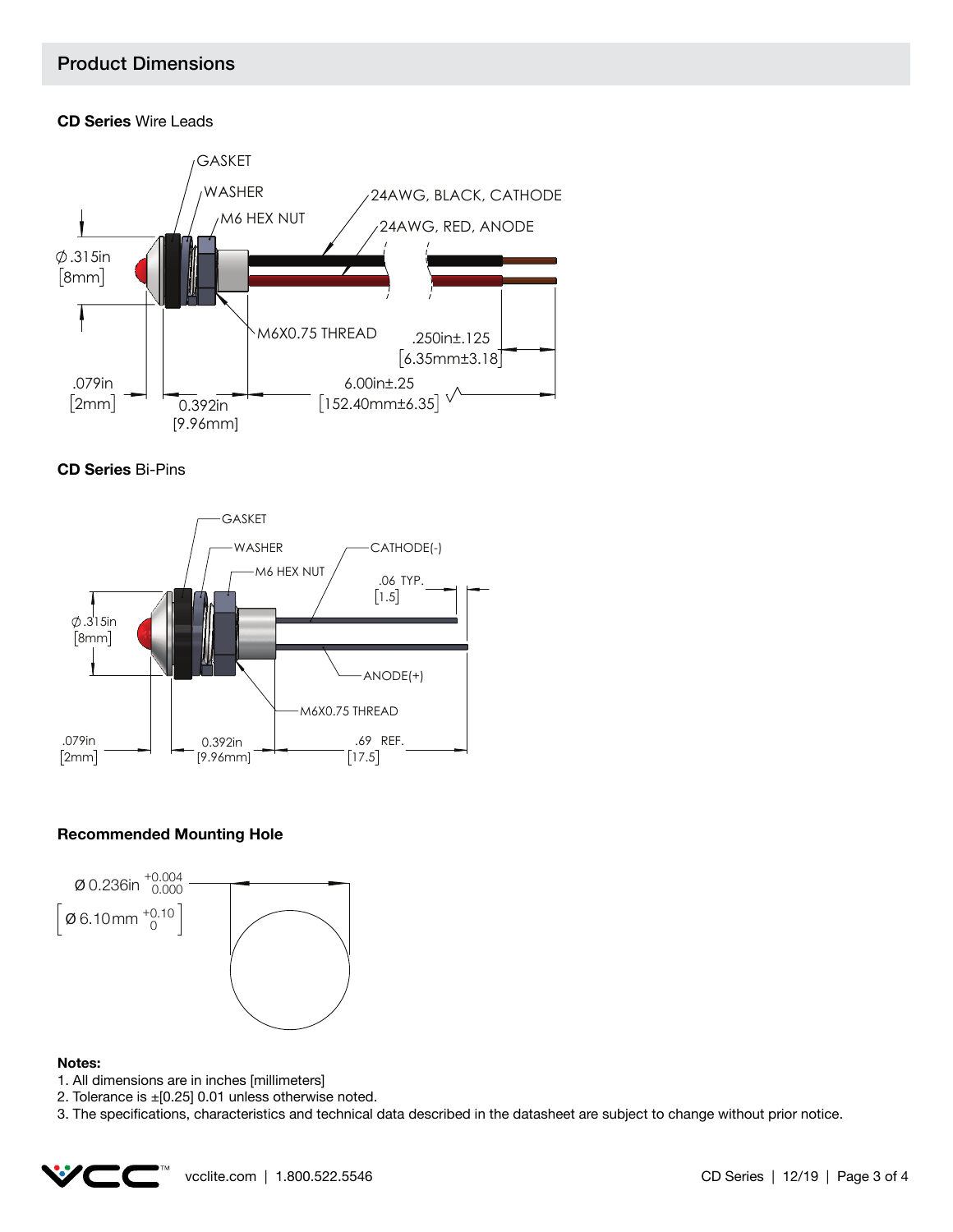## Product Dimensions

**CD Series** Wire Leads

GASKET

WASHER

M6 HEX NUT

24AWG, BLACK, CATHODE

24AWG, RED, ANODE

Ø .315in [8mm]

M6X0.75 THREAD

.250in±.125 [6.35mm±3.18]

.079in [2mm]

0.392in [9.96mm]

6.00in±.25 [152.40mm±6.35]

**CD Series** Bi-Pins

GASKET

WASHER

M6 HEX NUT

CATHODE(-)

.06 TYP. [1.5]

Ø .315in [8mm]

ANODE(+)

M6X0.75 THREAD

.079in [2mm]

0.392in [9.96mm]

.69 REF. [17.5]

**Recommended Mounting Hole**

Ø 0.236in $^{+0.004}_{0.000}$

[Ø 6.10mm $^{+0.10}_{0}$]

**Notes:**

1. All dimensions are in inches [millimeters]
2. Tolerance is ±[0.25] 0.01 unless otherwise noted.
3. The specifications, characteristics and technical data described in the datasheet are subject to change without prior notice.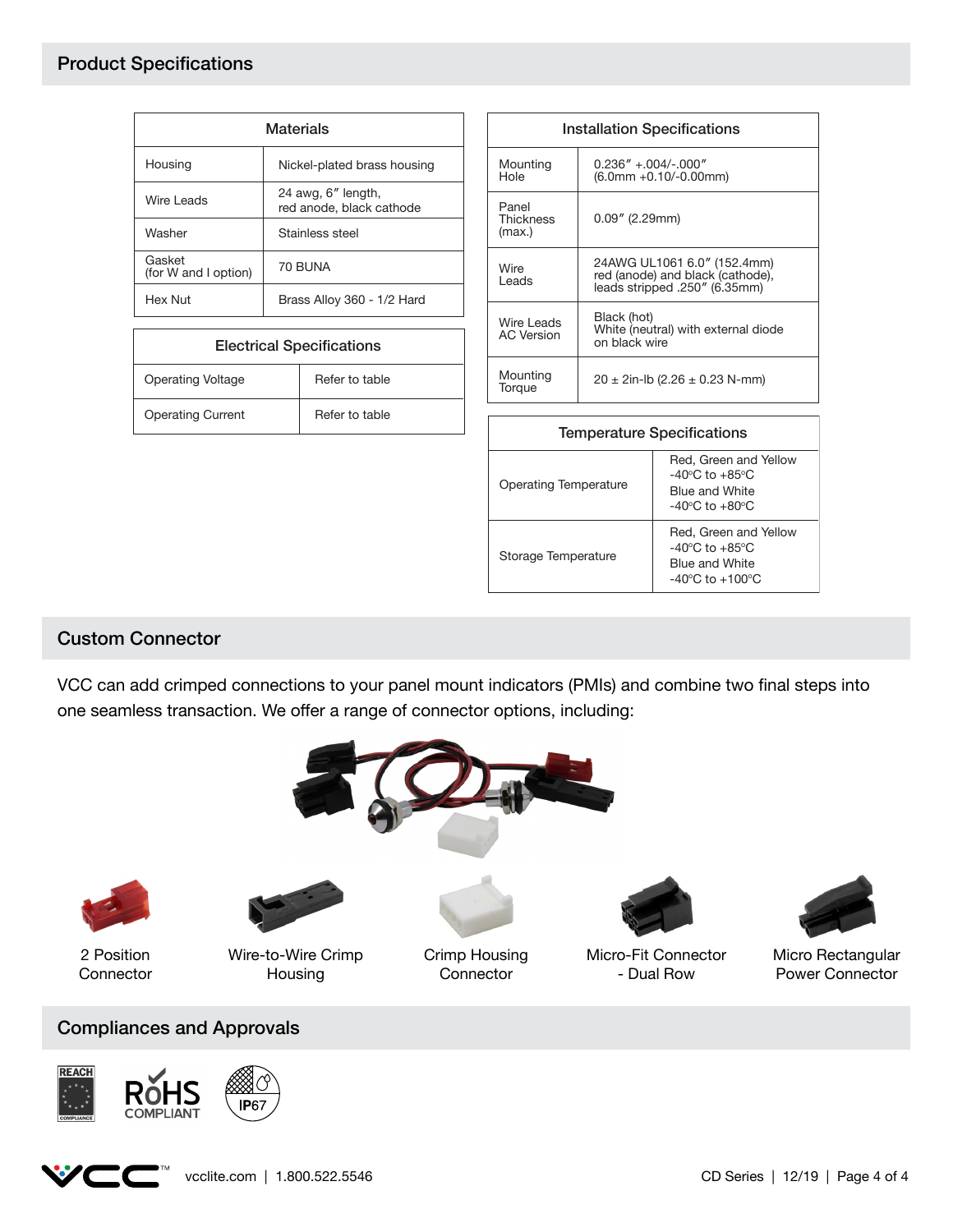## Product Specifications

| Materials | |
|---|---|
| Housing | Nickel-plated brass housing |
| Wire Leads | 24 awg, 6″ length, red anode, black cathode |
| Washer | Stainless steel |
| Gasket (for W and I option) | 70 BUNA |
| Hex Nut | Brass Alloy 360 - 1/2 Hard |

| Electrical Specifications | |
|---|---|
| Operating Voltage | Refer to table |
| Operating Current | Refer to table |

| Installation Specifications | |
|---|---|
| Mounting Hole | 0.236″ +.004/-.000″ (6.0mm +0.10/-0.00mm) |
| Panel Thickness (max.) | 0.09″ (2.29mm) |
| Wire Leads | 24AWG UL1061 6.0″ (152.4mm) red (anode) and black (cathode), leads stripped .250″ (6.35mm) |
| Wire Leads AC Version | Black (hot) White (neutral) with external diode on black wire |
| Mounting Torque | 20 ± 2in-lb (2.26 ± 0.23 N-mm) |

| Temperature Specifications | |
|---|---|
| Operating Temperature | Red, Green and Yellow -40°C to +85°C Blue and White -40°C to +80°C |
| Storage Temperature | Red, Green and Yellow -40°C to +85°C Blue and White -40°C to +100°C |

## Custom Connector

VCC can add crimped connections to your panel mount indicators (PMIs) and combine two final steps into one seamless transaction. We offer a range of connector options, including:

- 2 Position Connector
- Wire-to-Wire Crimp Housing
- Crimp Housing Connector
- Micro-Fit Connector - Dual Row
- Micro Rectangular Power Connector

## Compliances and Approvals

REACH COMPLIANCE

RoHS COMPLIANT

IP67